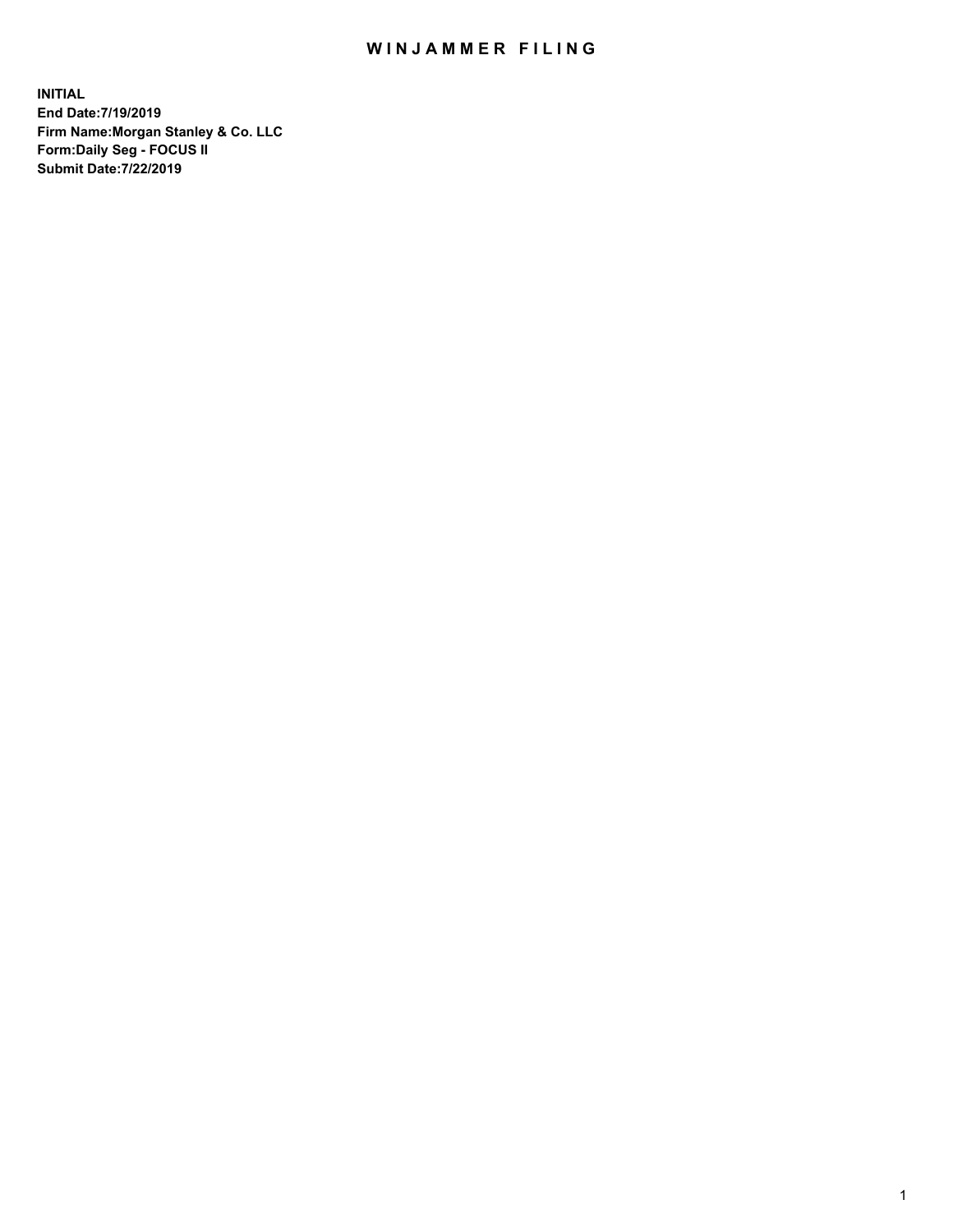# WINJAMMER FILING

**INITIAL**
**End Date:7/19/2019**
**Firm Name:Morgan Stanley & Co. LLC**
**Form:Daily Seg - FOCUS II**
**Submit Date:7/22/2019**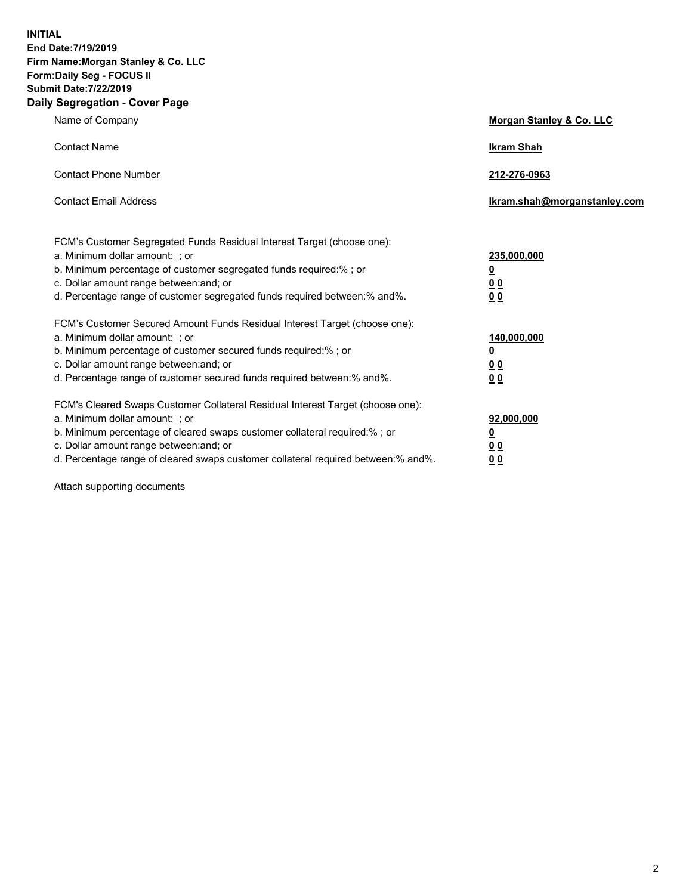**INITIAL**
**End Date:7/19/2019**
**Firm Name:Morgan Stanley & Co. LLC**
**Form:Daily Seg - FOCUS II**
**Submit Date:7/22/2019**
**Daily Segregation - Cover Page**

| | |
|---|---|
| Name of Company | **Morgan Stanley & Co. LLC** |
| Contact Name | **Ikram Shah** |
| Contact Phone Number | **212-276-0963** |
| Contact Email Address | **Ikram.shah@morganstanley.com** |

FCM's Customer Segregated Funds Residual Interest Target (choose one):

| | |
|---|---|
| a. Minimum dollar amount: ; or | **235,000,000** |
| b. Minimum percentage of customer segregated funds required:% ; or | **0** |
| c. Dollar amount range between:and; or | **0 0** |
| d. Percentage range of customer segregated funds required between:% and%. | **0 0** |

FCM's Customer Secured Amount Funds Residual Interest Target (choose one):

| | |
|---|---|
| a. Minimum dollar amount: ; or | **140,000,000** |
| b. Minimum percentage of customer secured funds required:% ; or | **0** |
| c. Dollar amount range between:and; or | **0 0** |
| d. Percentage range of customer secured funds required between:% and%. | **0 0** |

FCM's Cleared Swaps Customer Collateral Residual Interest Target (choose one):

| | |
|---|---|
| a. Minimum dollar amount: ; or | **92,000,000** |
| b. Minimum percentage of cleared swaps customer collateral required:% ; or | **0** |
| c. Dollar amount range between:and; or | **0 0** |
| d. Percentage range of cleared swaps customer collateral required between:% and%. | **0 0** |

Attach supporting documents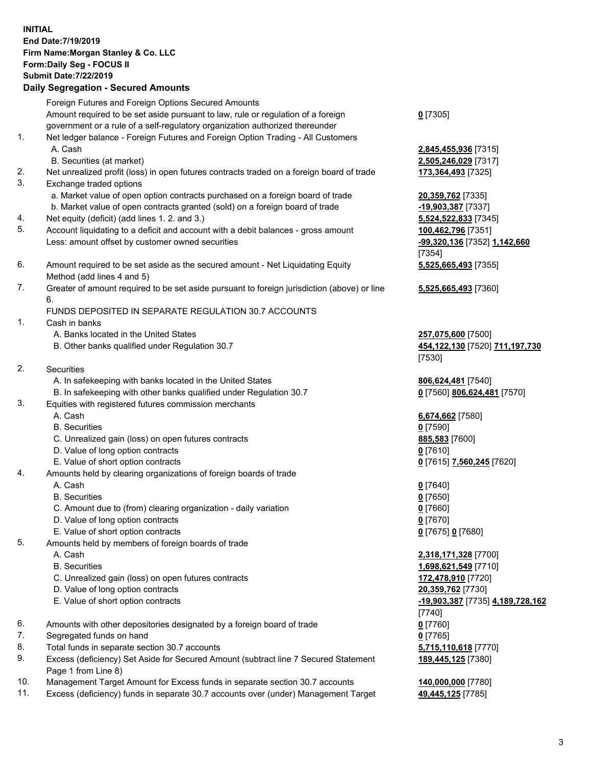**INITIAL**
**End Date:7/19/2019**
**Firm Name:Morgan Stanley & Co. LLC**
**Form:Daily Seg - FOCUS II**
**Submit Date:7/22/2019**

## Daily Segregation - Secured Amounts

| | | |
|---|---|---|
| | Foreign Futures and Foreign Options Secured Amounts | |
| | Amount required to be set aside pursuant to law, rule or regulation of a foreign government or a rule of a self-regulatory organization authorized thereunder | **0** [7305] |
| 1. | Net ledger balance - Foreign Futures and Foreign Option Trading - All Customers | |
| | A. Cash | **2,845,455,936** [7315] |
| | B. Securities (at market) | **2,505,246,029** [7317] |
| 2. | Net unrealized profit (loss) in open futures contracts traded on a foreign board of trade | **173,364,493** [7325] |
| 3. | Exchange traded options | |
| | a. Market value of open option contracts purchased on a foreign board of trade | **20,359,762** [7335] |
| | b. Market value of open contracts granted (sold) on a foreign board of trade | **-19,903,387** [7337] |
| 4. | Net equity (deficit) (add lines 1. 2. and 3.) | **5,524,522,833** [7345] |
| 5. | Account liquidating to a deficit and account with a debit balances - gross amount | **100,462,796** [7351] |
| | Less: amount offset by customer owned securities | **-99,320,136** [7352] **1,142,660** [7354] |
| 6. | Amount required to be set aside as the secured amount - Net Liquidating Equity Method (add lines 4 and 5) | **5,525,665,493** [7355] |
| 7. | Greater of amount required to be set aside pursuant to foreign jurisdiction (above) or line 6. | **5,525,665,493** [7360] |
| | FUNDS DEPOSITED IN SEPARATE REGULATION 30.7 ACCOUNTS | |
| 1. | Cash in banks | |
| | A. Banks located in the United States | **257,075,600** [7500] |
| | B. Other banks qualified under Regulation 30.7 | **454,122,130** [7520] **711,197,730** [7530] |
| 2. | Securities | |
| | A. In safekeeping with banks located in the United States | **806,624,481** [7540] |
| | B. In safekeeping with other banks qualified under Regulation 30.7 | **0** [7560] **806,624,481** [7570] |
| 3. | Equities with registered futures commission merchants | |
| | A. Cash | **6,674,662** [7580] |
| | B. Securities | **0** [7590] |
| | C. Unrealized gain (loss) on open futures contracts | **885,583** [7600] |
| | D. Value of long option contracts | **0** [7610] |
| | E. Value of short option contracts | **0** [7615] **7,560,245** [7620] |
| 4. | Amounts held by clearing organizations of foreign boards of trade | |
| | A. Cash | **0** [7640] |
| | B. Securities | **0** [7650] |
| | C. Amount due to (from) clearing organization - daily variation | **0** [7660] |
| | D. Value of long option contracts | **0** [7670] |
| | E. Value of short option contracts | **0** [7675] **0** [7680] |
| 5. | Amounts held by members of foreign boards of trade | |
| | A. Cash | **2,318,171,328** [7700] |
| | B. Securities | **1,698,621,549** [7710] |
| | C. Unrealized gain (loss) on open futures contracts | **172,478,910** [7720] |
| | D. Value of long option contracts | **20,359,762** [7730] |
| | E. Value of short option contracts | **-19,903,387** [7735] **4,189,728,162** [7740] |
| 6. | Amounts with other depositories designated by a foreign board of trade | **0** [7760] |
| 7. | Segregated funds on hand | **0** [7765] |
| 8. | Total funds in separate section 30.7 accounts | **5,715,110,618** [7770] |
| 9. | Excess (deficiency) Set Aside for Secured Amount (subtract line 7 Secured Statement Page 1 from Line 8) | **189,445,125** [7380] |
| 10. | Management Target Amount for Excess funds in separate section 30.7 accounts | **140,000,000** [7780] |
| 11. | Excess (deficiency) funds in separate 30.7 accounts over (under) Management Target | **49,445,125** [7785] |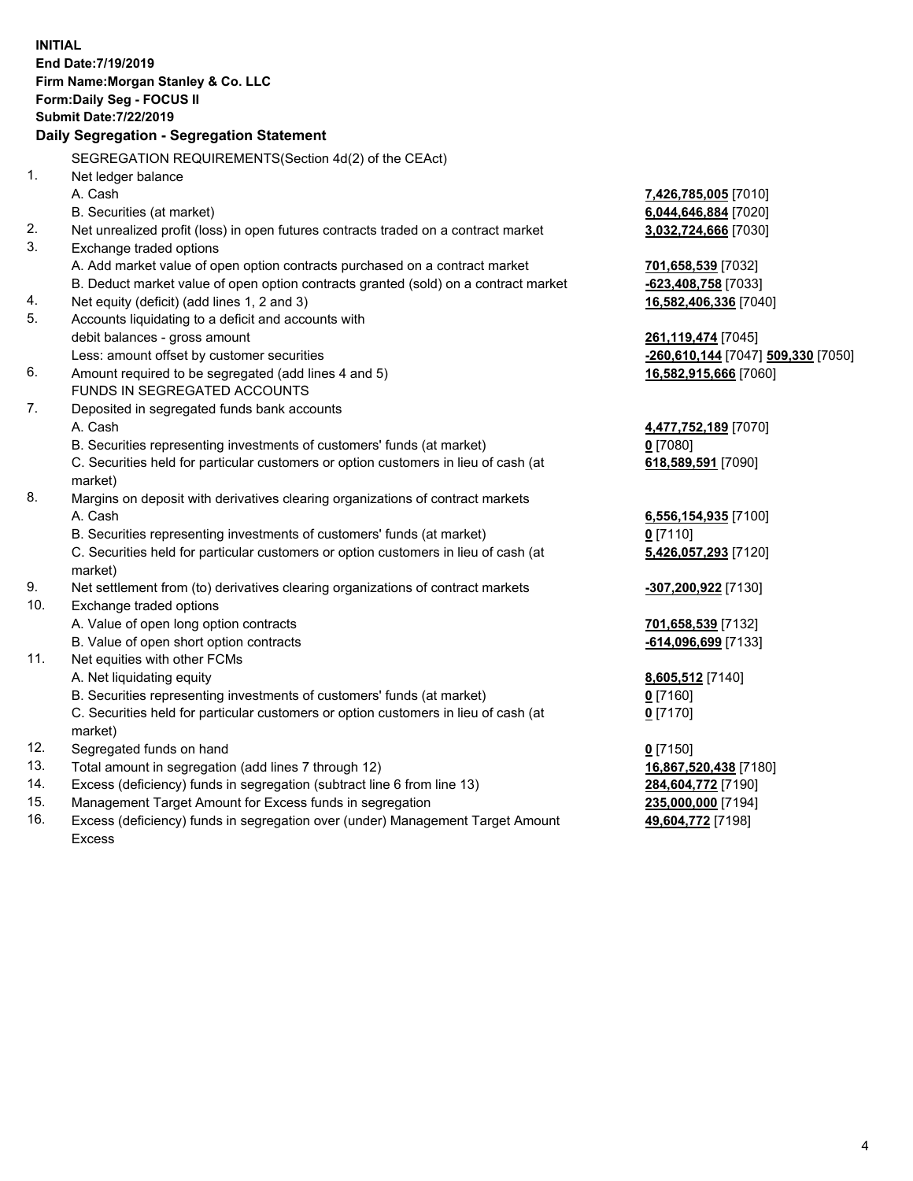**INITIAL**
**End Date:7/19/2019**
**Firm Name:Morgan Stanley & Co. LLC**
**Form:Daily Seg - FOCUS II**
**Submit Date:7/22/2019**

## Daily Segregation - Segregation Statement

SEGREGATION REQUIREMENTS(Section 4d(2) of the CEAct)

| | | |
|---|---|---|
| 1. | Net ledger balance | |
| | A. Cash | **7,426,785,005** [7010] |
| | B. Securities (at market) | **6,044,646,884** [7020] |
| 2. | Net unrealized profit (loss) in open futures contracts traded on a contract market | **3,032,724,666** [7030] |
| 3. | Exchange traded options | |
| | A. Add market value of open option contracts purchased on a contract market | **701,658,539** [7032] |
| | B. Deduct market value of open option contracts granted (sold) on a contract market | **-623,408,758** [7033] |
| 4. | Net equity (deficit) (add lines 1, 2 and 3) | **16,582,406,336** [7040] |
| 5. | Accounts liquidating to a deficit and accounts with debit balances - gross amount | **261,119,474** [7045] |
| | Less: amount offset by customer securities | **-260,610,144** [7047] **509,330** [7050] |
| 6. | Amount required to be segregated (add lines 4 and 5) | **16,582,915,666** [7060] |
| | FUNDS IN SEGREGATED ACCOUNTS | |
| 7. | Deposited in segregated funds bank accounts | |
| | A. Cash | **4,477,752,189** [7070] |
| | B. Securities representing investments of customers' funds (at market) | **0** [7080] |
| | C. Securities held for particular customers or option customers in lieu of cash (at market) | **618,589,591** [7090] |
| 8. | Margins on deposit with derivatives clearing organizations of contract markets | |
| | A. Cash | **6,556,154,935** [7100] |
| | B. Securities representing investments of customers' funds (at market) | **0** [7110] |
| | C. Securities held for particular customers or option customers in lieu of cash (at market) | **5,426,057,293** [7120] |
| 9. | Net settlement from (to) derivatives clearing organizations of contract markets | **-307,200,922** [7130] |
| 10. | Exchange traded options | |
| | A. Value of open long option contracts | **701,658,539** [7132] |
| | B. Value of open short option contracts | **-614,096,699** [7133] |
| 11. | Net equities with other FCMs | |
| | A. Net liquidating equity | **8,605,512** [7140] |
| | B. Securities representing investments of customers' funds (at market) | **0** [7160] |
| | C. Securities held for particular customers or option customers in lieu of cash (at market) | **0** [7170] |
| 12. | Segregated funds on hand | **0** [7150] |
| 13. | Total amount in segregation (add lines 7 through 12) | **16,867,520,438** [7180] |
| 14. | Excess (deficiency) funds in segregation (subtract line 6 from line 13) | **284,604,772** [7190] |
| 15. | Management Target Amount for Excess funds in segregation | **235,000,000** [7194] |
| 16. | Excess (deficiency) funds in segregation over (under) Management Target Amount Excess | **49,604,772** [7198] |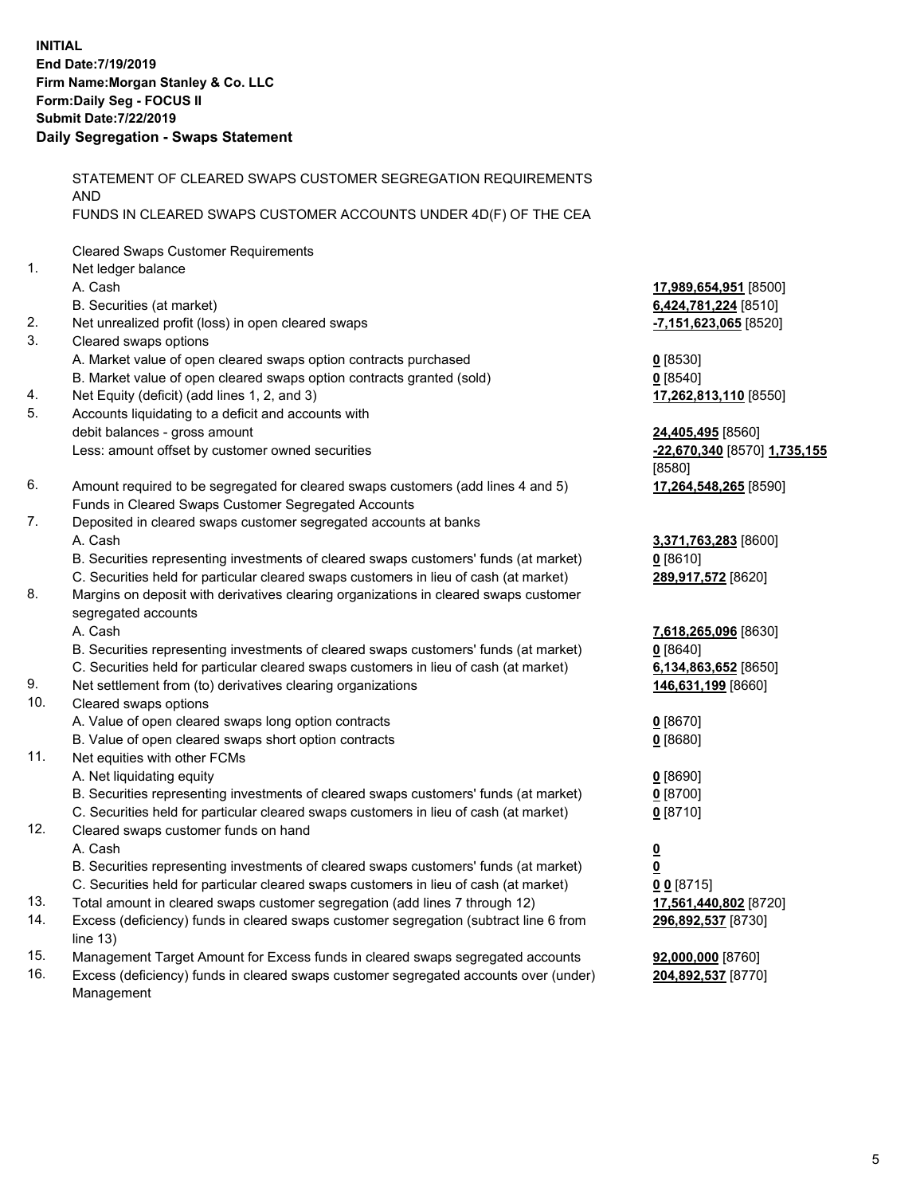**INITIAL**
**End Date:7/19/2019**
**Firm Name:Morgan Stanley & Co. LLC**
**Form:Daily Seg - FOCUS II**
**Submit Date:7/22/2019**
**Daily Segregation - Swaps Statement**

STATEMENT OF CLEARED SWAPS CUSTOMER SEGREGATION REQUIREMENTS AND
FUNDS IN CLEARED SWAPS CUSTOMER ACCOUNTS UNDER 4D(F) OF THE CEA

| | | |
|---|---|---|
| | Cleared Swaps Customer Requirements | |
| 1. | Net ledger balance | |
| | A. Cash | **17,989,654,951** [8500] |
| | B. Securities (at market) | **6,424,781,224** [8510] |
| 2. | Net unrealized profit (loss) in open cleared swaps | **-7,151,623,065** [8520] |
| 3. | Cleared swaps options | |
| | A. Market value of open cleared swaps option contracts purchased | **0** [8530] |
| | B. Market value of open cleared swaps option contracts granted (sold) | **0** [8540] |
| 4. | Net Equity (deficit) (add lines 1, 2, and 3) | **17,262,813,110** [8550] |
| 5. | Accounts liquidating to a deficit and accounts with debit balances - gross amount | **24,405,495** [8560] |
| | Less: amount offset by customer owned securities | **-22,670,340** [8570] **1,735,155** [8580] |
| 6. | Amount required to be segregated for cleared swaps customers (add lines 4 and 5) | **17,264,548,265** [8590] |
| | Funds in Cleared Swaps Customer Segregated Accounts | |
| 7. | Deposited in cleared swaps customer segregated accounts at banks | |
| | A. Cash | **3,371,763,283** [8600] |
| | B. Securities representing investments of cleared swaps customers' funds (at market) | **0** [8610] |
| | C. Securities held for particular cleared swaps customers in lieu of cash (at market) | **289,917,572** [8620] |
| 8. | Margins on deposit with derivatives clearing organizations in cleared swaps customer segregated accounts | |
| | A. Cash | **7,618,265,096** [8630] |
| | B. Securities representing investments of cleared swaps customers' funds (at market) | **0** [8640] |
| | C. Securities held for particular cleared swaps customers in lieu of cash (at market) | **6,134,863,652** [8650] |
| 9. | Net settlement from (to) derivatives clearing organizations | **146,631,199** [8660] |
| 10. | Cleared swaps options | |
| | A. Value of open cleared swaps long option contracts | **0** [8670] |
| | B. Value of open cleared swaps short option contracts | **0** [8680] |
| 11. | Net equities with other FCMs | |
| | A. Net liquidating equity | **0** [8690] |
| | B. Securities representing investments of cleared swaps customers' funds (at market) | **0** [8700] |
| | C. Securities held for particular cleared swaps customers in lieu of cash (at market) | **0** [8710] |
| 12. | Cleared swaps customer funds on hand | |
| | A. Cash | **0** |
| | B. Securities representing investments of cleared swaps customers' funds (at market) | **0** |
| | C. Securities held for particular cleared swaps customers in lieu of cash (at market) | **0** **0** [8715] |
| 13. | Total amount in cleared swaps customer segregation (add lines 7 through 12) | **17,561,440,802** [8720] |
| 14. | Excess (deficiency) funds in cleared swaps customer segregation (subtract line 6 from line 13) | **296,892,537** [8730] |
| 15. | Management Target Amount for Excess funds in cleared swaps segregated accounts | **92,000,000** [8760] |
| 16. | Excess (deficiency) funds in cleared swaps customer segregated accounts over (under) Management | **204,892,537** [8770] |